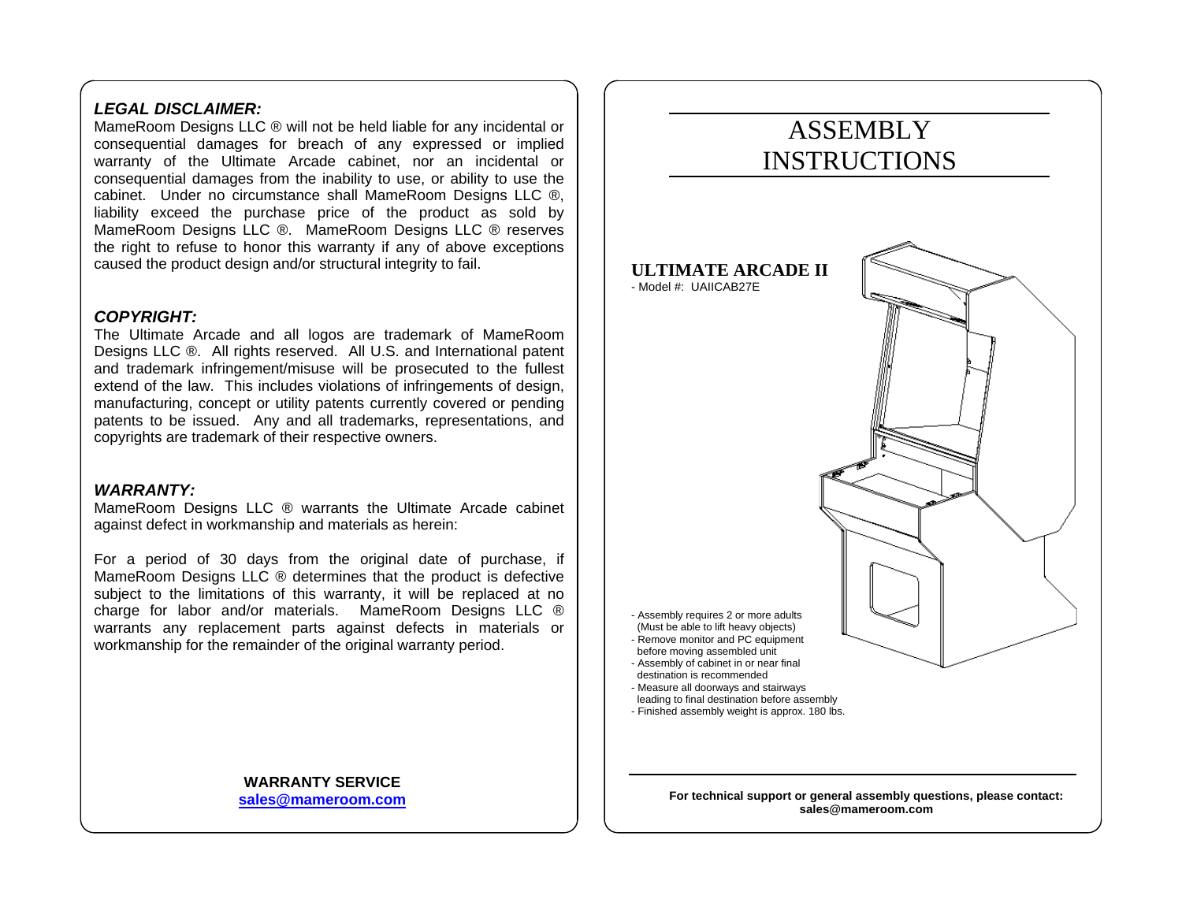***LEGAL DISCLAIMER:***

MameRoom Designs LLC ® will not be held liable for any incidental or consequential damages for breach of any expressed or implied warranty of the Ultimate Arcade cabinet, nor an incidental or consequential damages from the inability to use, or ability to use the cabinet. Under no circumstance shall MameRoom Designs LLC ®, liability exceed the purchase price of the product as sold by MameRoom Designs LLC ®. MameRoom Designs LLC ® reserves the right to refuse to honor this warranty if any of above exceptions caused the product design and/or structural integrity to fail.

***COPYRIGHT:***

The Ultimate Arcade and all logos are trademark of MameRoom Designs LLC ®. All rights reserved. All U.S. and International patent and trademark infringement/misuse will be prosecuted to the fullest extend of the law. This includes violations of infringements of design, manufacturing, concept or utility patents currently covered or pending patents to be issued. Any and all trademarks, representations, and copyrights are trademark of their respective owners.

***WARRANTY:***

MameRoom Designs LLC ® warrants the Ultimate Arcade cabinet against defect in workmanship and materials as herein:

For a period of 30 days from the original date of purchase, if MameRoom Designs LLC ® determines that the product is defective subject to the limitations of this warranty, it will be replaced at no charge for labor and/or materials. MameRoom Designs LLC ® warrants any replacement parts against defects in materials or workmanship for the remainder of the original warranty period.

**WARRANTY SERVICE**
**sales@mameroom.com**

# ASSEMBLY INSTRUCTIONS

## ULTIMATE ARCADE II

- Model #: UAIICAB27E

- Assembly requires 2 or more adults (Must be able to lift heavy objects)
- Remove monitor and PC equipment before moving assembled unit
- Assembly of cabinet in or near final destination is recommended
- Measure all doorways and stairways leading to final destination before assembly
- Finished assembly weight is approx. 180 lbs.

**For technical support or general assembly questions, please contact: sales@mameroom.com**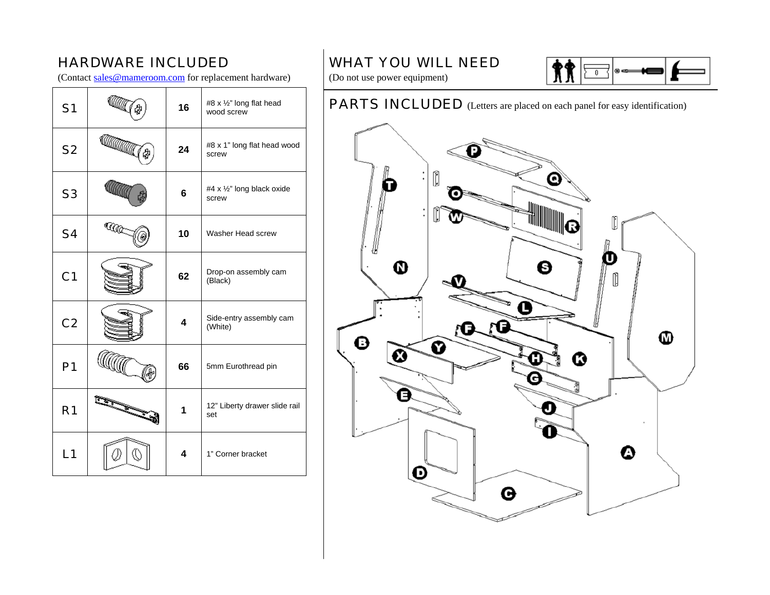## HARDWARE INCLUDED

(Contact sales@mameroom.com for replacement hardware)

| | | | |
|---|---|---|---|
| S1 | | 16 | #8 x ½" long flat head wood screw |
| S2 | | 24 | #8 x 1" long flat head wood screw |
| S3 | | 6 | #4 x ½" long black oxide screw |
| S4 | | 10 | Washer Head screw |
| C1 | | 62 | Drop-on assembly cam (Black) |
| C2 | | 4 | Side-entry assembly cam (White) |
| P1 | | 66 | 5mm Eurothread pin |
| R1 | | 1 | 12" Liberty drawer slide rail set |
| L1 | | 4 | 1" Corner bracket |

## WHAT YOU WILL NEED

(Do not use power equipment)

## PARTS INCLUDED

(Letters are placed on each panel for easy identification)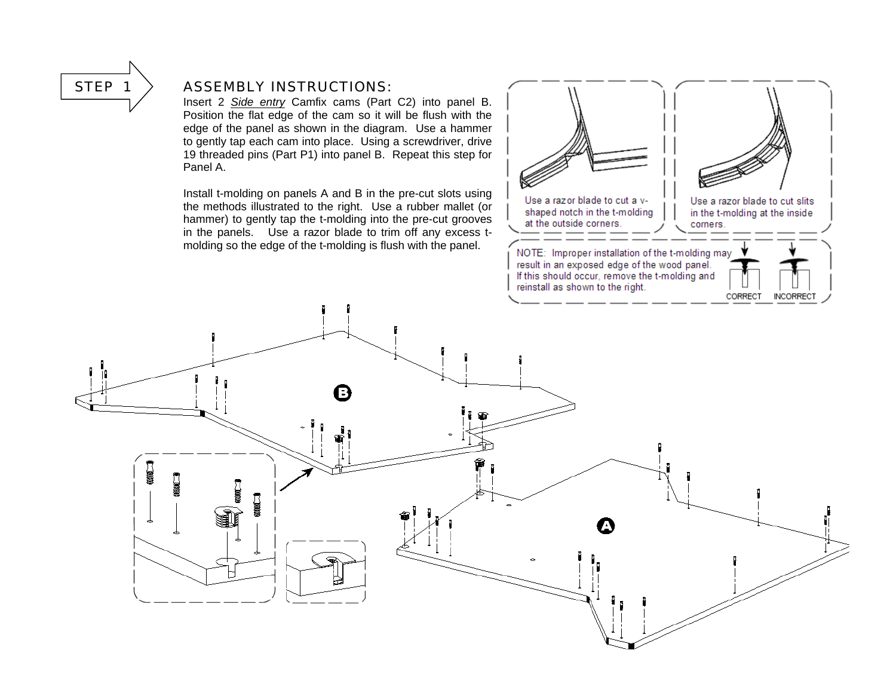STEP 1

## ASSEMBLY INSTRUCTIONS:

Insert 2 *Side entry* Camfix cams (Part C2) into panel B. Position the flat edge of the cam so it will be flush with the edge of the panel as shown in the diagram. Use a hammer to gently tap each cam into place. Using a screwdriver, drive 19 threaded pins (Part P1) into panel B. Repeat this step for Panel A.

Install t-molding on panels A and B in the pre-cut slots using the methods illustrated to the right. Use a rubber mallet (or hammer) to gently tap the t-molding into the pre-cut grooves in the panels. Use a razor blade to trim off any excess t-molding so the edge of the t-molding is flush with the panel.

Use a razor blade to cut a v-shaped notch in the t-molding at the outside corners.

Use a razor blade to cut slits in the t-molding at the inside corners.

NOTE: Improper installation of the t-molding may result in an exposed edge of the wood panel. If this should occur, remove the t-molding and reinstall as shown to the right.

CORRECT INCORRECT

B

A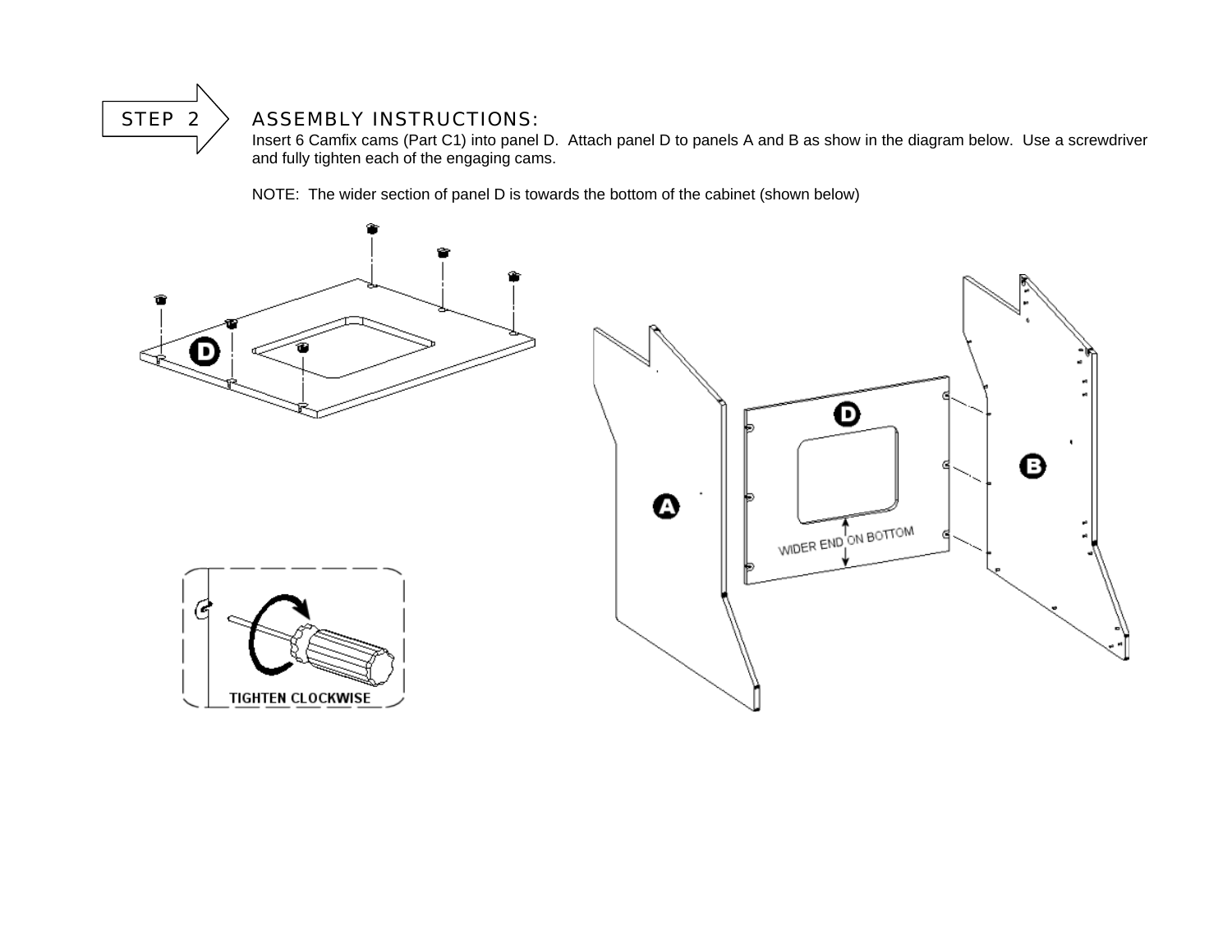STEP 2

## ASSEMBLY INSTRUCTIONS:

Insert 6 Camfix cams (Part C1) into panel D. Attach panel D to panels A and B as show in the diagram below. Use a screwdriver and fully tighten each of the engaging cams.

NOTE: The wider section of panel D is towards the bottom of the cabinet (shown below)

D

A

D

WIDER END ON BOTTOM

B

TIGHTEN CLOCKWISE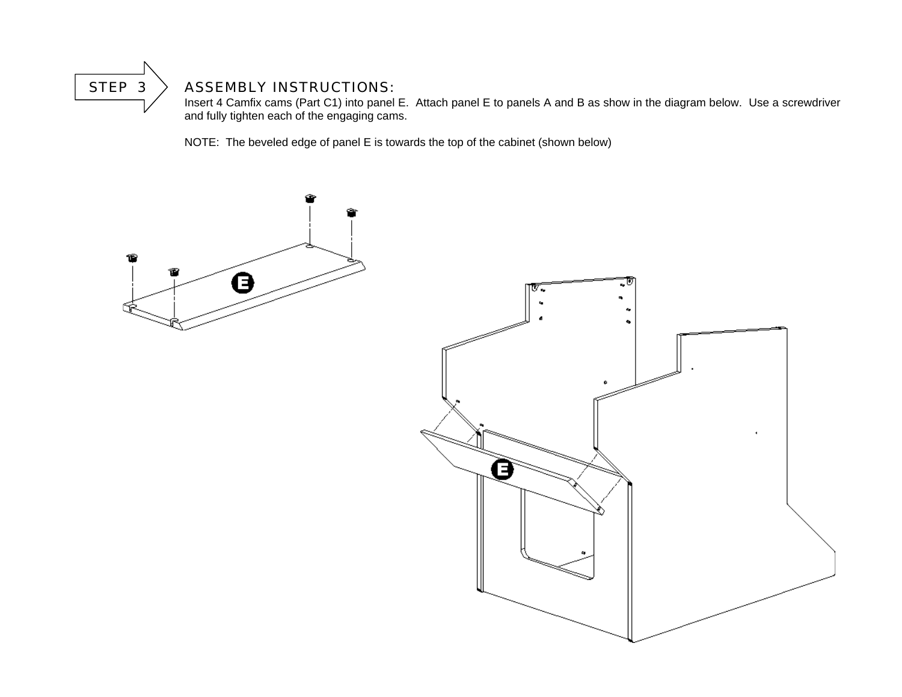## STEP 3

### ASSEMBLY INSTRUCTIONS:

Insert 4 Camfix cams (Part C1) into panel E. Attach panel E to panels A and B as show in the diagram below. Use a screwdriver and fully tighten each of the engaging cams.

NOTE: The beveled edge of panel E is towards the top of the cabinet (shown below)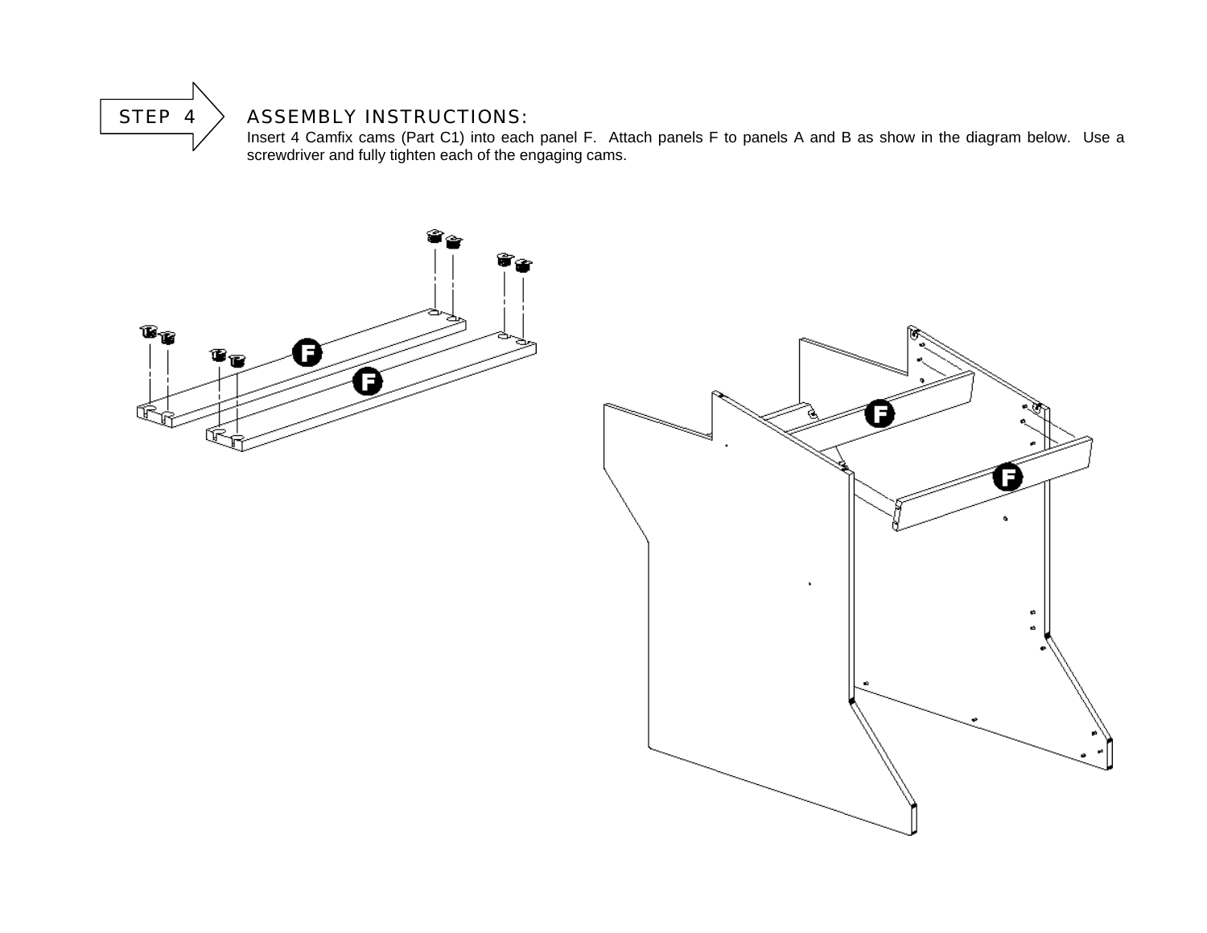STEP 4

## ASSEMBLY INSTRUCTIONS:

Insert 4 Camfix cams (Part C1) into each panel F. Attach panels F to panels A and B as show in the diagram below. Use a screwdriver and fully tighten each of the engaging cams.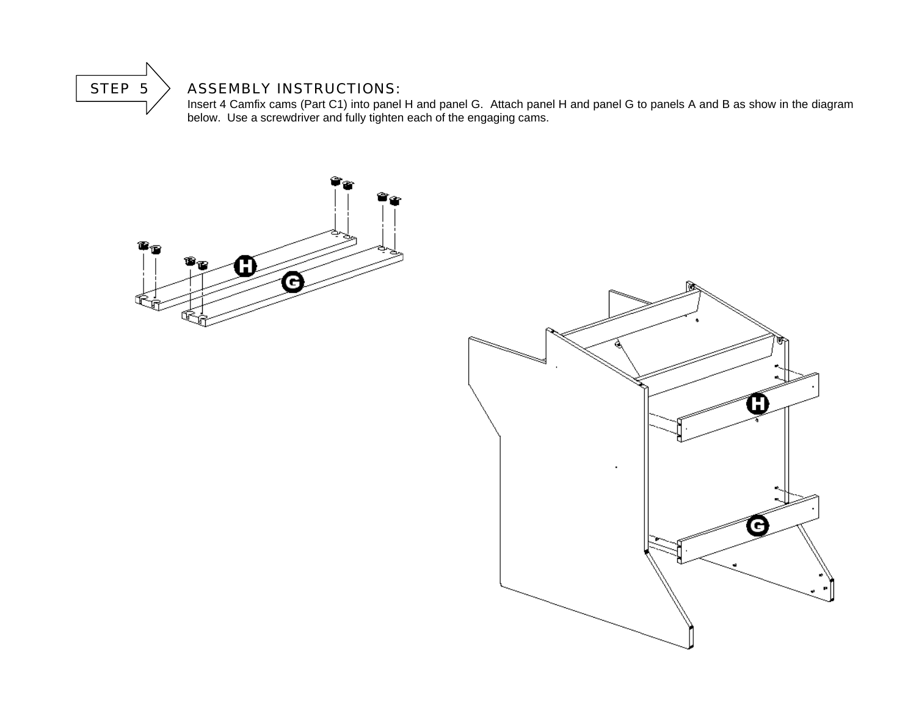STEP 5

## ASSEMBLY INSTRUCTIONS:

Insert 4 Camfix cams (Part C1) into panel H and panel G. Attach panel H and panel G to panels A and B as show in the diagram below. Use a screwdriver and fully tighten each of the engaging cams.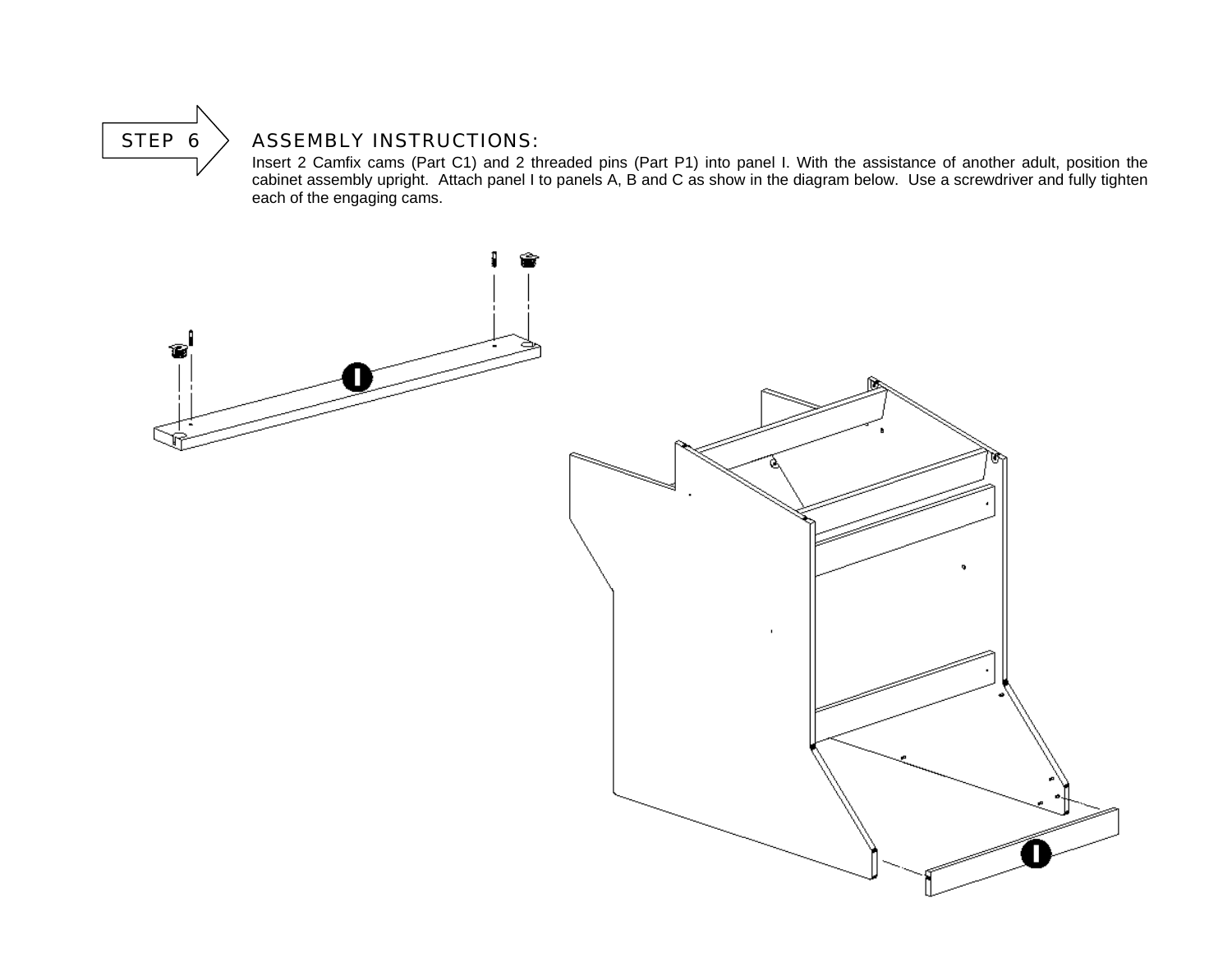## STEP 6

### ASSEMBLY INSTRUCTIONS:

Insert 2 Camfix cams (Part C1) and 2 threaded pins (Part P1) into panel I. With the assistance of another adult, position the cabinet assembly upright. Attach panel I to panels A, B and C as show in the diagram below. Use a screwdriver and fully tighten each of the engaging cams.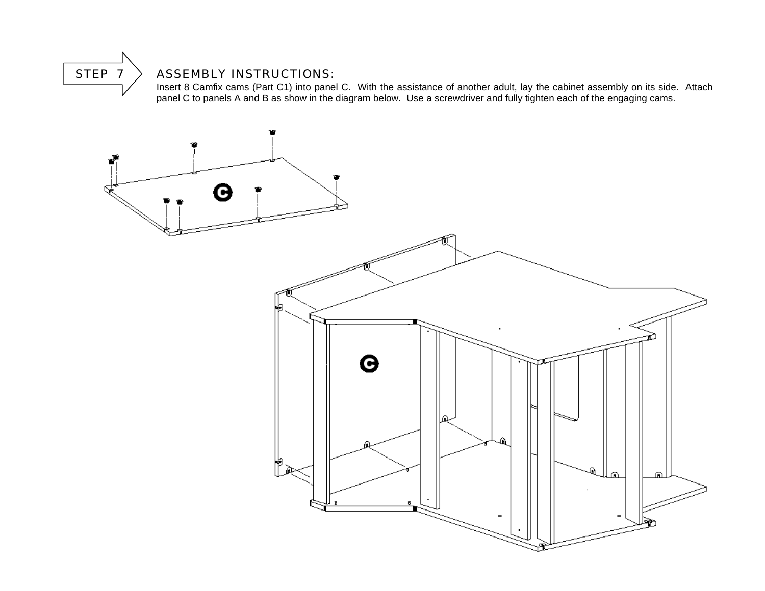STEP 7

## ASSEMBLY INSTRUCTIONS:

Insert 8 Camfix cams (Part C1) into panel C. With the assistance of another adult, lay the cabinet assembly on its side. Attach panel C to panels A and B as show in the diagram below. Use a screwdriver and fully tighten each of the engaging cams.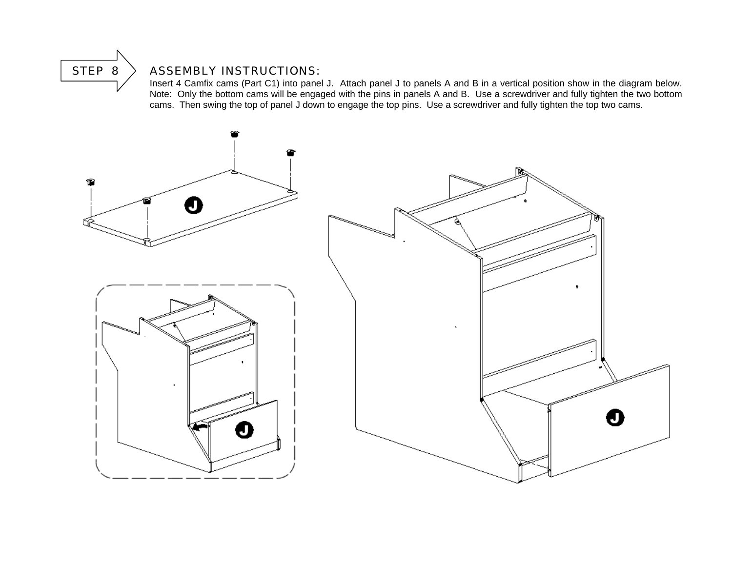## STEP 8

### ASSEMBLY INSTRUCTIONS:

Insert 4 Camfix cams (Part C1) into panel J. Attach panel J to panels A and B in a vertical position show in the diagram below. Note: Only the bottom cams will be engaged with the pins in panels A and B. Use a screwdriver and fully tighten the two bottom cams. Then swing the top of panel J down to engage the top pins. Use a screwdriver and fully tighten the top two cams.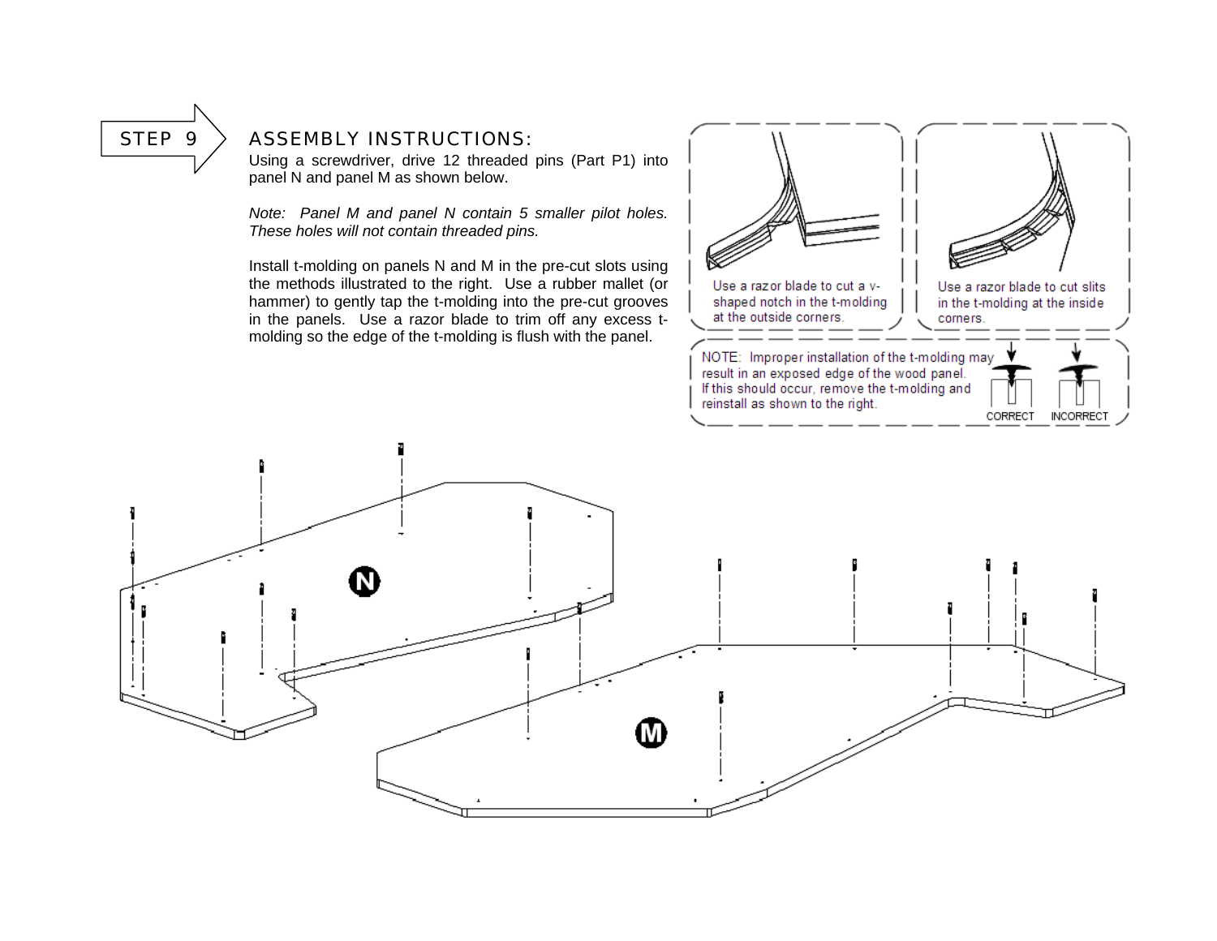STEP 9

## ASSEMBLY INSTRUCTIONS:

Using a screwdriver, drive 12 threaded pins (Part P1) into panel N and panel M as shown below.

*Note: Panel M and panel N contain 5 smaller pilot holes. These holes will not contain threaded pins.*

Install t-molding on panels N and M in the pre-cut slots using the methods illustrated to the right. Use a rubber mallet (or hammer) to gently tap the t-molding into the pre-cut grooves in the panels. Use a razor blade to trim off any excess t-molding so the edge of the t-molding is flush with the panel.

Use a razor blade to cut a v-shaped notch in the t-molding at the outside corners.

Use a razor blade to cut slits in the t-molding at the inside corners.

NOTE: Improper installation of the t-molding may result in an exposed edge of the wood panel. If this should occur, remove the t-molding and reinstall as shown to the right.

CORRECT INCORRECT

N

M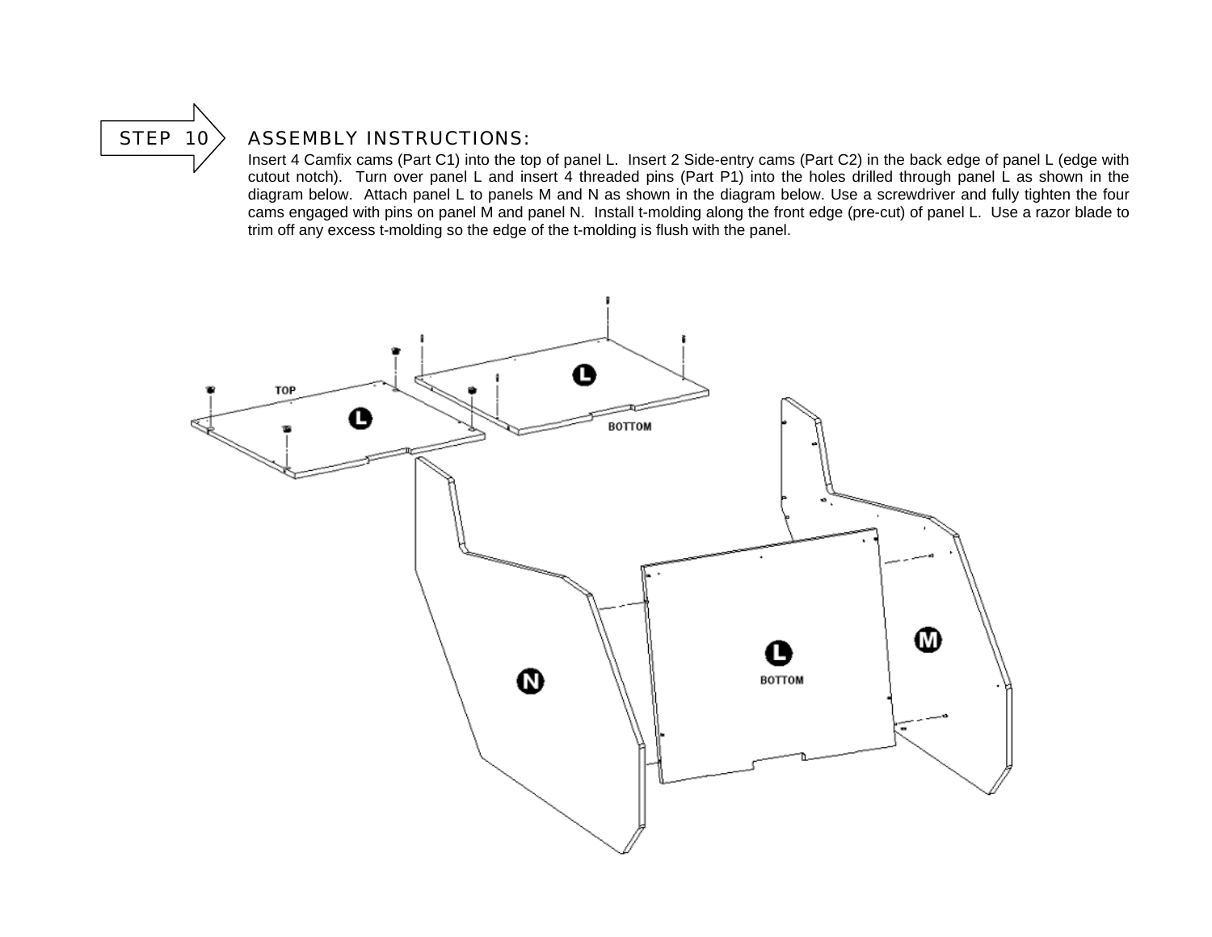## STEP 10 ASSEMBLY INSTRUCTIONS:

Insert 4 Camfix cams (Part C1) into the top of panel L. Insert 2 Side-entry cams (Part C2) in the back edge of panel L (edge with cutout notch). Turn over panel L and insert 4 threaded pins (Part P1) into the holes drilled through panel L as shown in the diagram below. Attach panel L to panels M and N as shown in the diagram below. Use a screwdriver and fully tighten the four cams engaged with pins on panel M and panel N. Install t-molding along the front edge (pre-cut) of panel L. Use a razor blade to trim off any excess t-molding so the edge of the t-molding is flush with the panel.

TOP

L

L

BOTTOM

N

L

BOTTOM

M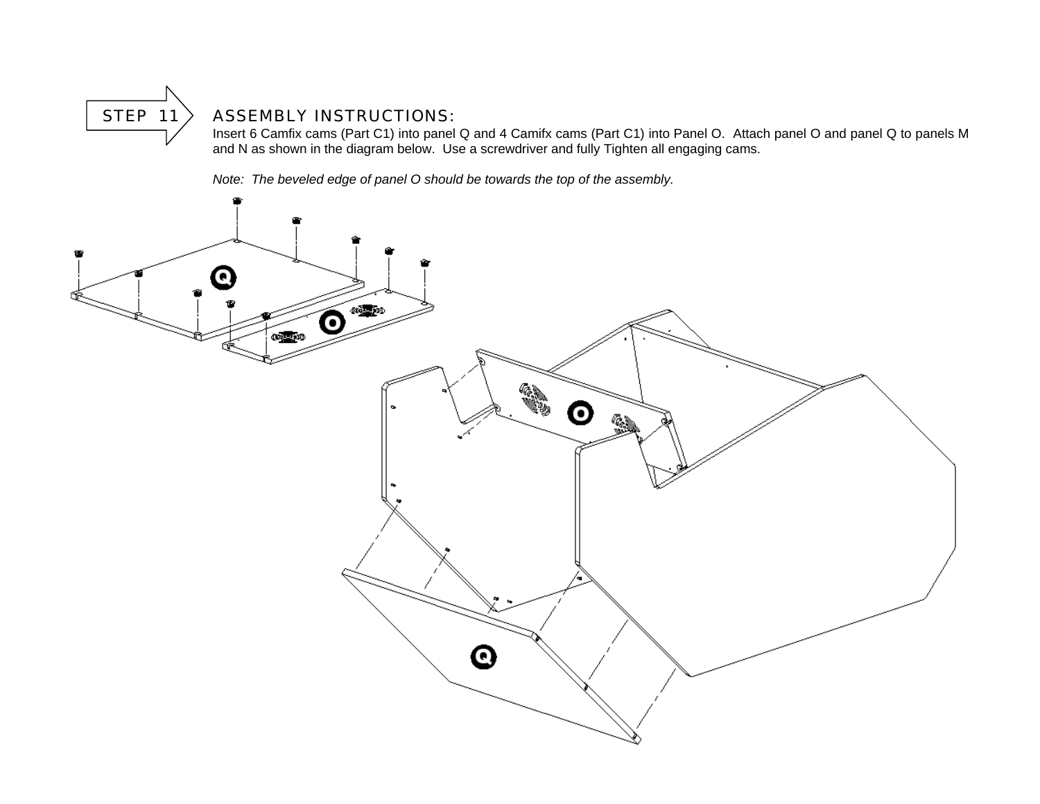# STEP 11

## ASSEMBLY INSTRUCTIONS:

Insert 6 Camfix cams (Part C1) into panel Q and 4 Camifx cams (Part C1) into Panel O. Attach panel O and panel Q to panels M and N as shown in the diagram below. Use a screwdriver and fully Tighten all engaging cams.

*Note: The beveled edge of panel O should be towards the top of the assembly.*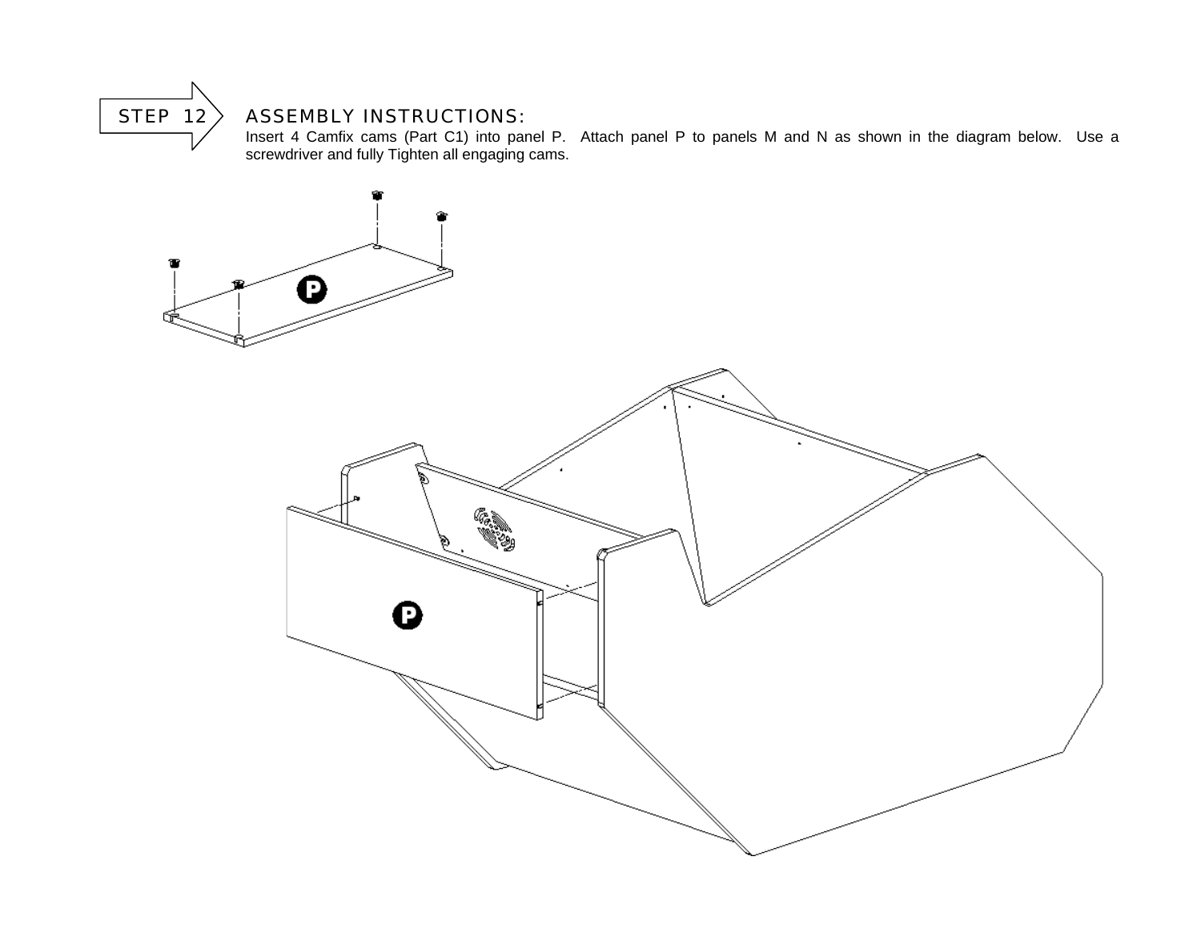STEP 12

## ASSEMBLY INSTRUCTIONS:

Insert 4 Camfix cams (Part C1) into panel P. Attach panel P to panels M and N as shown in the diagram below. Use a screwdriver and fully Tighten all engaging cams.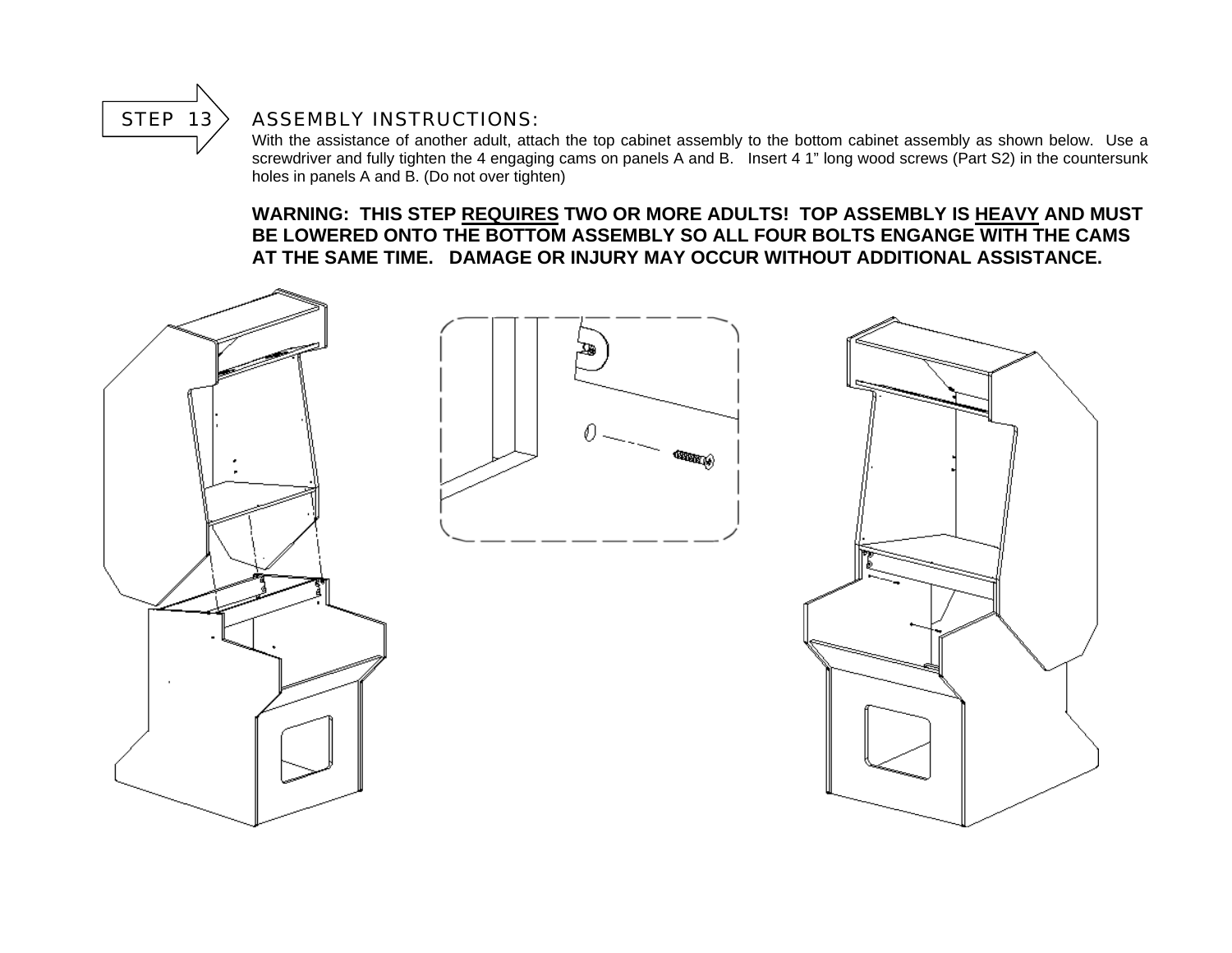STEP 13

## ASSEMBLY INSTRUCTIONS:

With the assistance of another adult, attach the top cabinet assembly to the bottom cabinet assembly as shown below. Use a screwdriver and fully tighten the 4 engaging cams on panels A and B. Insert 4 1" long wood screws (Part S2) in the countersunk holes in panels A and B. (Do not over tighten)

**WARNING: THIS STEP REQUIRES TWO OR MORE ADULTS! TOP ASSEMBLY IS HEAVY AND MUST BE LOWERED ONTO THE BOTTOM ASSEMBLY SO ALL FOUR BOLTS ENGANGE WITH THE CAMS AT THE SAME TIME. DAMAGE OR INJURY MAY OCCUR WITHOUT ADDITIONAL ASSISTANCE.**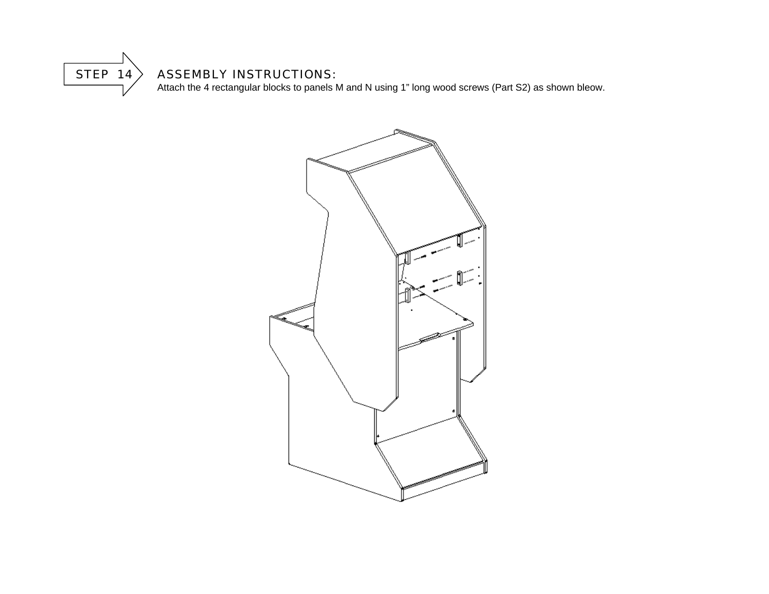STEP 14

# ASSEMBLY INSTRUCTIONS:

Attach the 4 rectangular blocks to panels M and N using 1" long wood screws (Part S2) as shown bleow.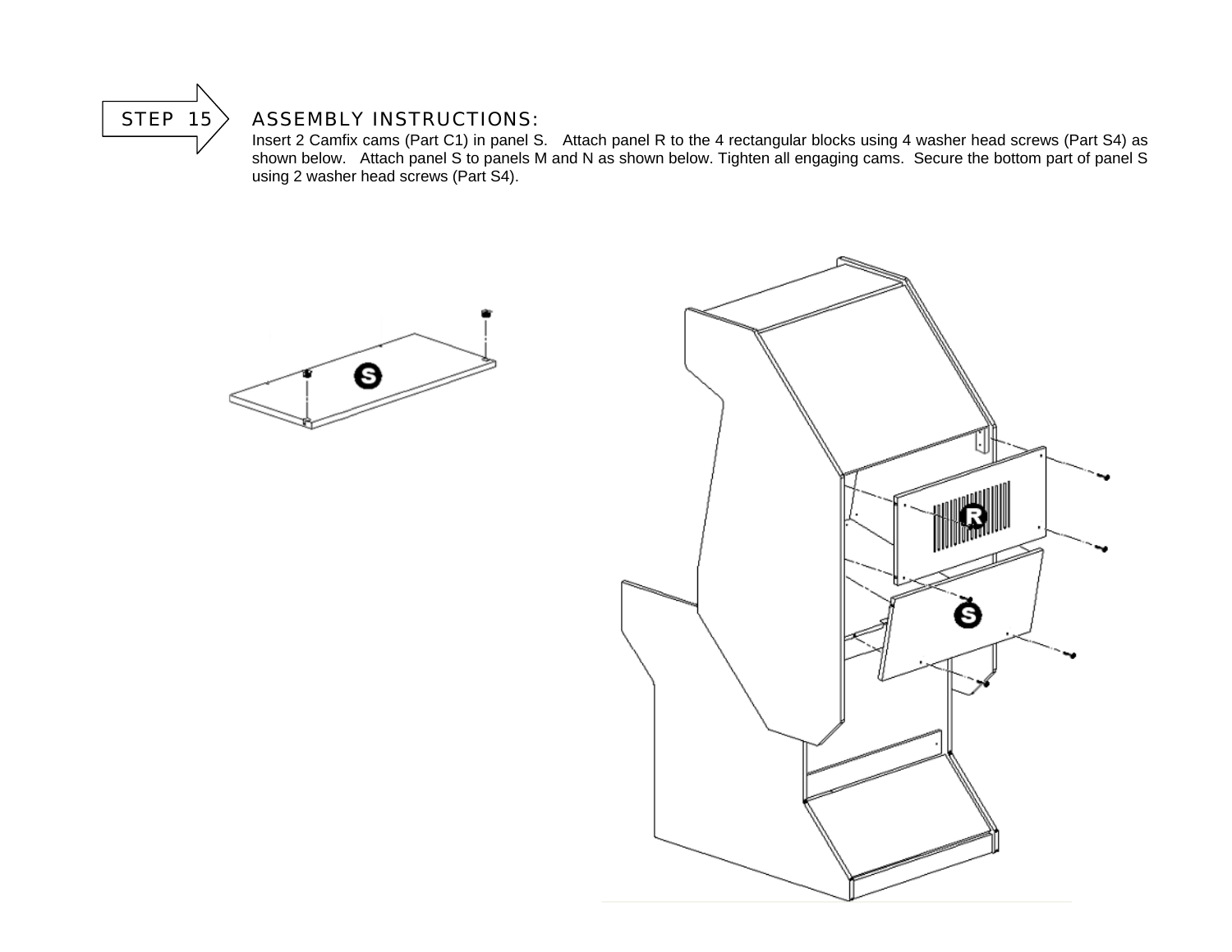STEP 15

## ASSEMBLY INSTRUCTIONS:

Insert 2 Camfix cams (Part C1) in panel S. Attach panel R to the 4 rectangular blocks using 4 washer head screws (Part S4) as shown below. Attach panel S to panels M and N as shown below. Tighten all engaging cams. Secure the bottom part of panel S using 2 washer head screws (Part S4).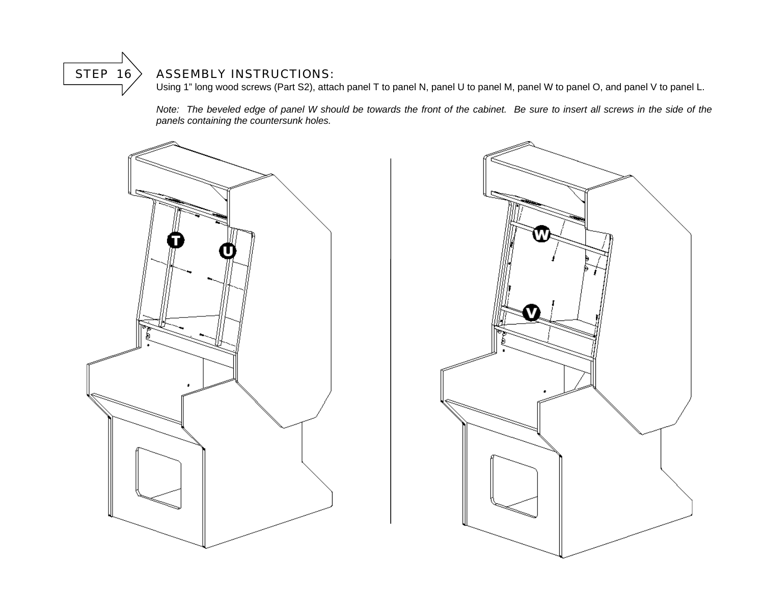## STEP 16

### ASSEMBLY INSTRUCTIONS:

Using 1" long wood screws (Part S2), attach panel T to panel N, panel U to panel M, panel W to panel O, and panel V to panel L.

*Note: The beveled edge of panel W should be towards the front of the cabinet. Be sure to insert all screws in the side of the panels containing the countersunk holes.*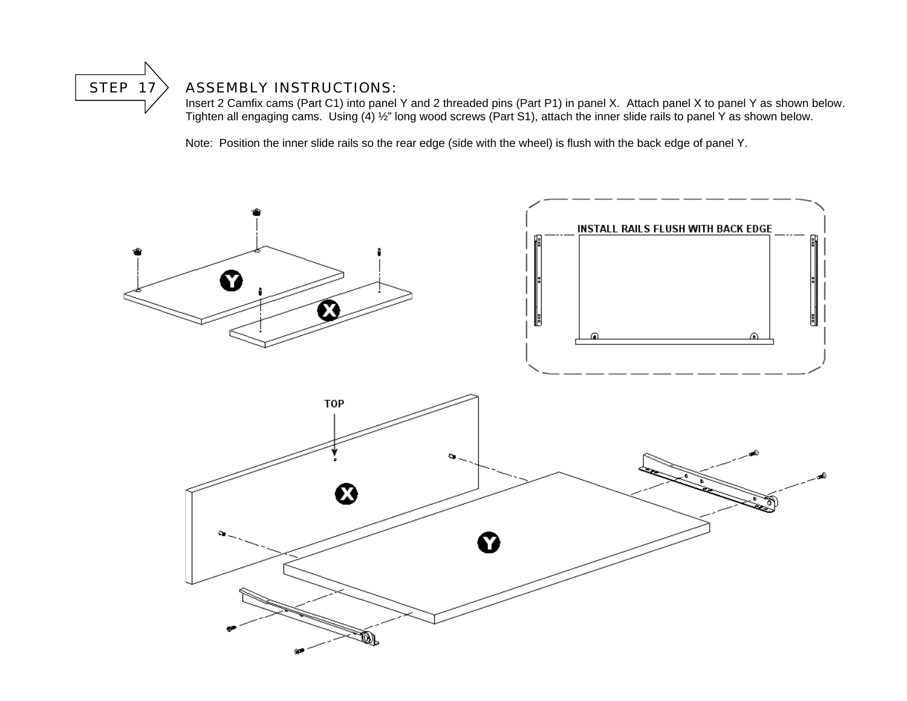STEP 17

## ASSEMBLY INSTRUCTIONS:

Insert 2 Camfix cams (Part C1) into panel Y and 2 threaded pins (Part P1) in panel X. Attach panel X to panel Y as shown below. Tighten all engaging cams. Using (4) ½" long wood screws (Part S1), attach the inner slide rails to panel Y as shown below.

Note: Position the inner slide rails so the rear edge (side with the wheel) is flush with the back edge of panel Y.

INSTALL RAILS FLUSH WITH BACK EDGE

TOP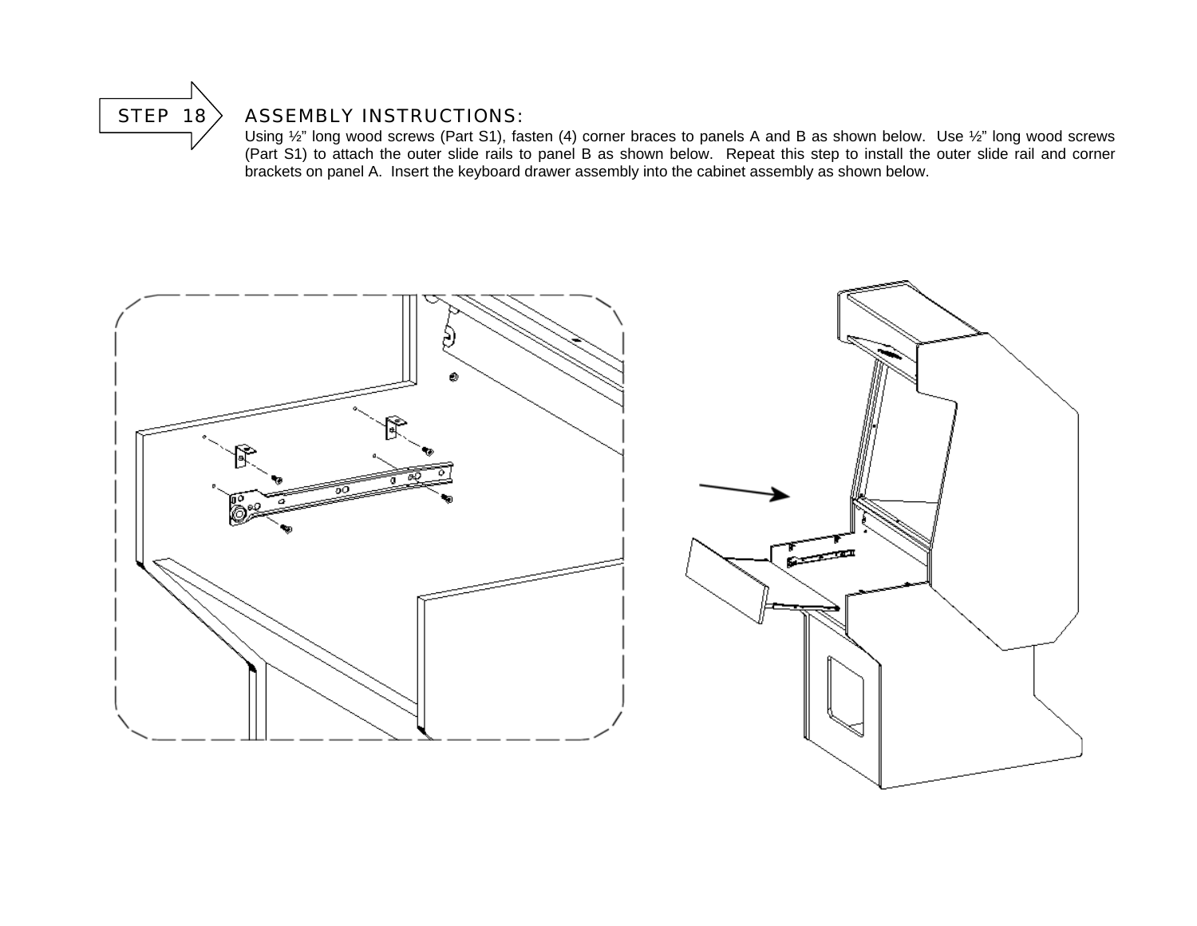## STEP 18

### ASSEMBLY INSTRUCTIONS:

Using ½" long wood screws (Part S1), fasten (4) corner braces to panels A and B as shown below. Use ½" long wood screws (Part S1) to attach the outer slide rails to panel B as shown below. Repeat this step to install the outer slide rail and corner brackets on panel A. Insert the keyboard drawer assembly into the cabinet assembly as shown below.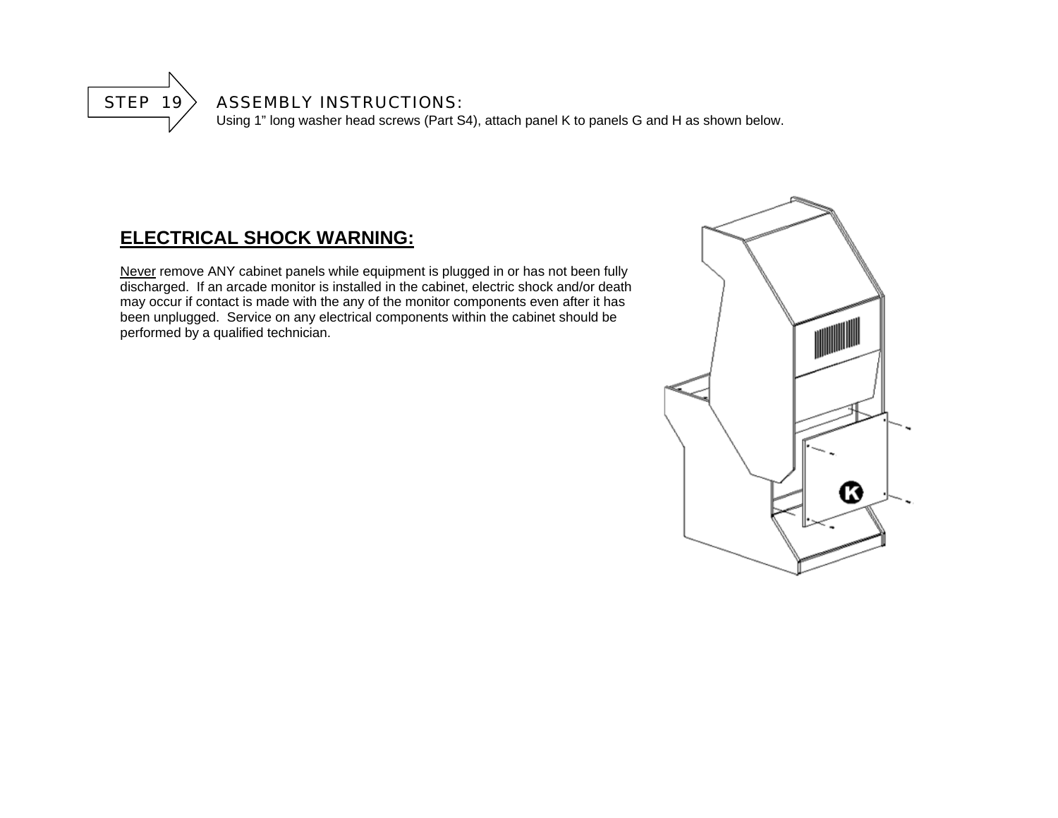STEP 19

## ASSEMBLY INSTRUCTIONS:

Using 1" long washer head screws (Part S4), attach panel K to panels G and H as shown below.

## **ELECTRICAL SHOCK WARNING:**

Never remove ANY cabinet panels while equipment is plugged in or has not been fully discharged. If an arcade monitor is installed in the cabinet, electric shock and/or death may occur if contact is made with the any of the monitor components even after it has been unplugged. Service on any electrical components within the cabinet should be performed by a qualified technician.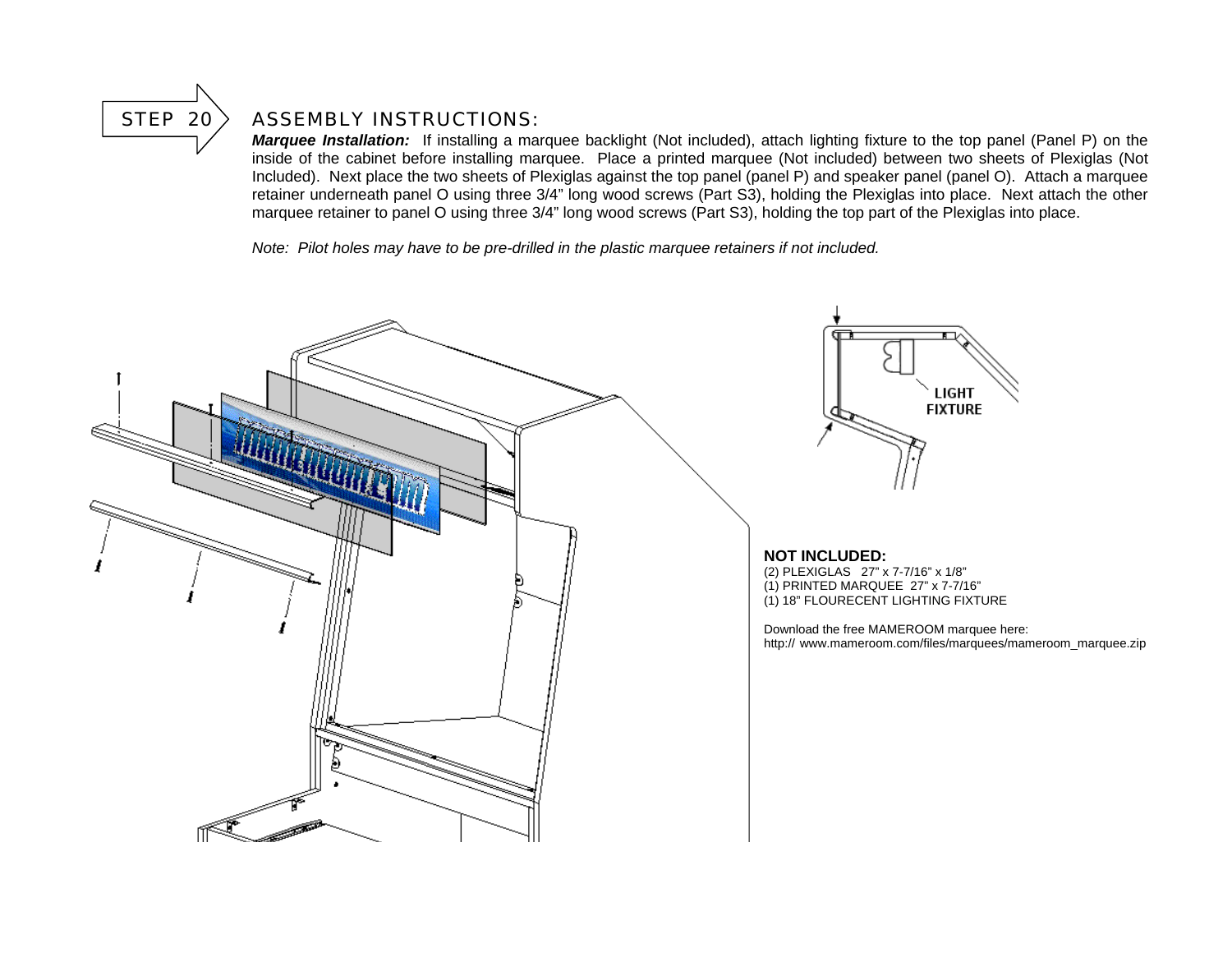## STEP 20 — ASSEMBLY INSTRUCTIONS:

***Marquee Installation:*** If installing a marquee backlight (Not included), attach lighting fixture to the top panel (Panel P) on the inside of the cabinet before installing marquee. Place a printed marquee (Not included) between two sheets of Plexiglas (Not Included). Next place the two sheets of Plexiglas against the top panel (panel P) and speaker panel (panel O). Attach a marquee retainer underneath panel O using three 3/4" long wood screws (Part S3), holding the Plexiglas into place. Next attach the other marquee retainer to panel O using three 3/4" long wood screws (Part S3), holding the top part of the Plexiglas into place.

*Note: Pilot holes may have to be pre-drilled in the plastic marquee retainers if not included.*

LIGHT FIXTURE

**NOT INCLUDED:**

(2) PLEXIGLAS 27" x 7-7/16" x 1/8"
(1) PRINTED MARQUEE 27" x 7-7/16"
(1) 18" FLOURECENT LIGHTING FIXTURE

Download the free MAMEROOM marquee here:
http:// www.mameroom.com/files/marquees/mameroom_marquee.zip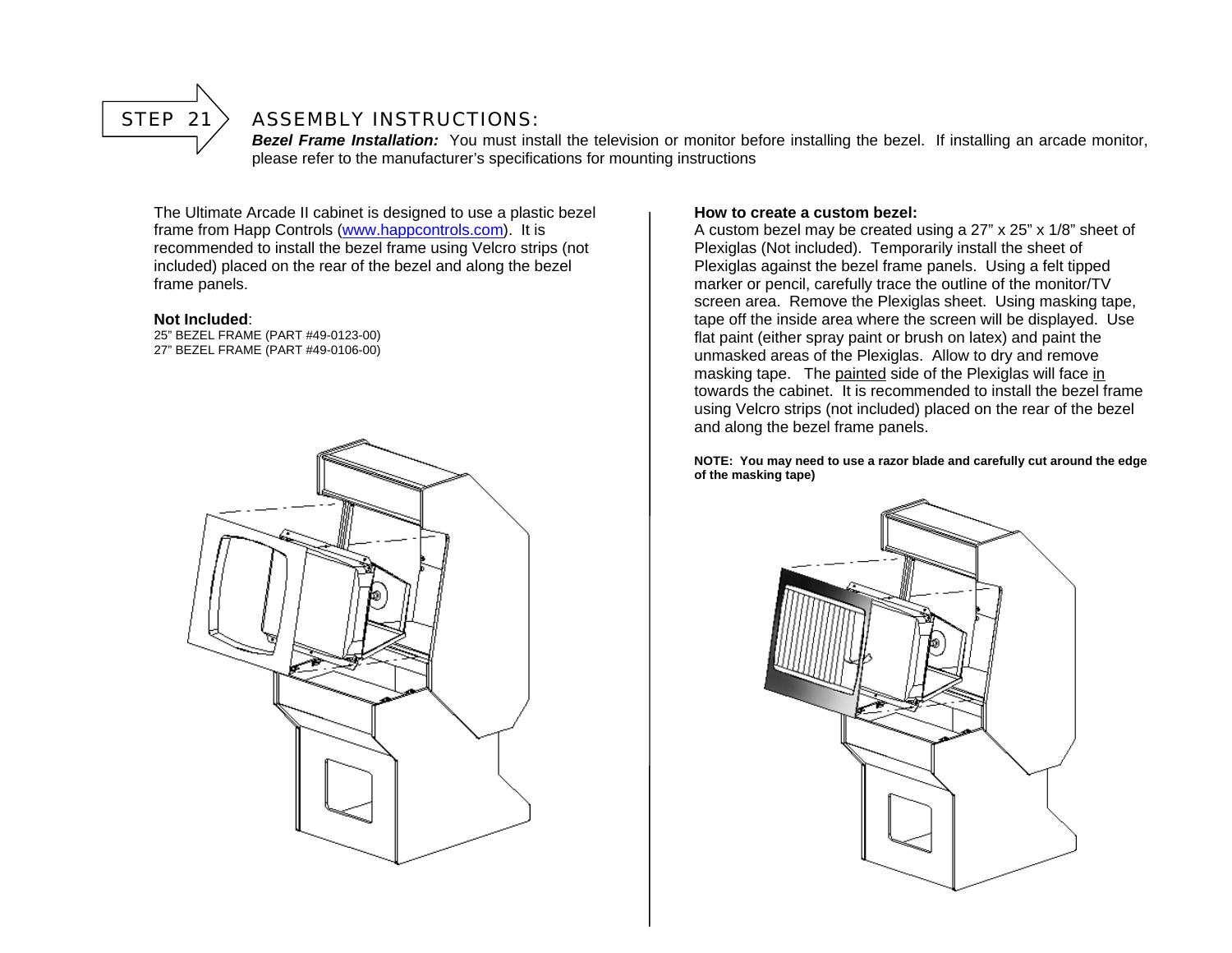## STEP 21 ASSEMBLY INSTRUCTIONS:

***Bezel Frame Installation:*** You must install the television or monitor before installing the bezel. If installing an arcade monitor, please refer to the manufacturer's specifications for mounting instructions

The Ultimate Arcade II cabinet is designed to use a plastic bezel frame from Happ Controls (www.happcontrols.com). It is recommended to install the bezel frame using Velcro strips (not included) placed on the rear of the bezel and along the bezel frame panels.

**Not Included**:
25" BEZEL FRAME (PART #49-0123-00)
27" BEZEL FRAME (PART #49-0106-00)

**How to create a custom bezel:**
A custom bezel may be created using a 27" x 25" x 1/8" sheet of Plexiglas (Not included). Temporarily install the sheet of Plexiglas against the bezel frame panels. Using a felt tipped marker or pencil, carefully trace the outline of the monitor/TV screen area. Remove the Plexiglas sheet. Using masking tape, tape off the inside area where the screen will be displayed. Use flat paint (either spray paint or brush on latex) and paint the unmasked areas of the Plexiglas. Allow to dry and remove masking tape. The painted side of the Plexiglas will face in towards the cabinet. It is recommended to install the bezel frame using Velcro strips (not included) placed on the rear of the bezel and along the bezel frame panels.

**NOTE: You may need to use a razor blade and carefully cut around the edge of the masking tape)**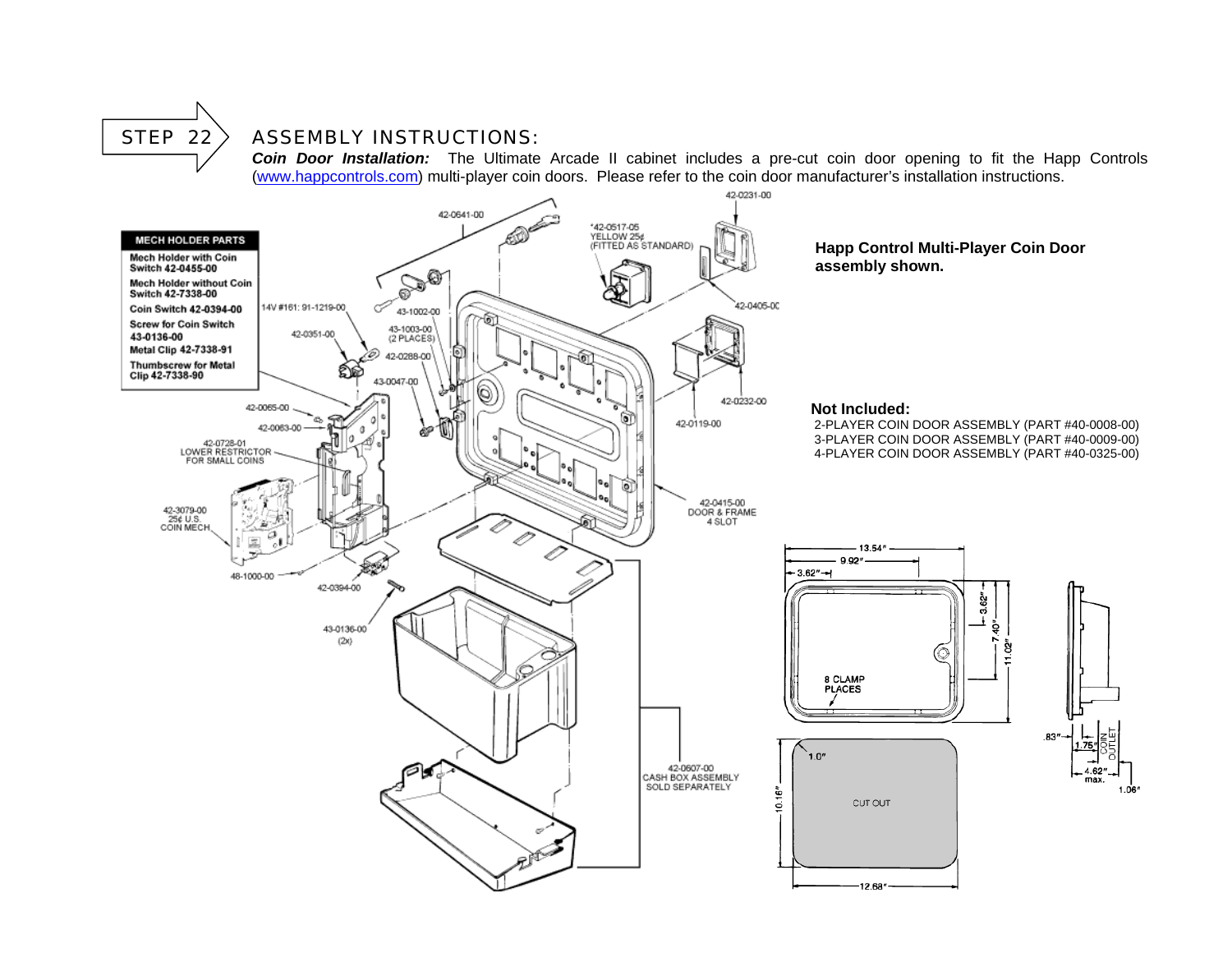STEP 22

## ASSEMBLY INSTRUCTIONS:

***Coin Door Installation:*** The Ultimate Arcade II cabinet includes a pre-cut coin door opening to fit the Happ Controls (www.happcontrols.com) multi-player coin doors. Please refer to the coin door manufacturer's installation instructions.

| MECH HOLDER PARTS |
|---|
| Mech Holder with Coin Switch 42-0455-00 |
| Mech Holder without Coin Switch 42-7338-00 |
| Coin Switch 42-0394-00 |
| Screw for Coin Switch 43-0136-00 |
| Metal Clip 42-7338-91 |
| Thumbscrew for Metal Clip 42-7338-90 |

42-0641-00
*42-0517-05
YELLOW 25¢
(FITTED AS STANDARD)
42-0231-00
42-0405-00
14V #161: 91-1219-00
42-0351-00
43-1002-00
43-1003-00
(2 PLACES)
42-0288-00
43-0047-00
42-0232-00
42-0065-00
42-0063-00
42-0119-00
42-0728-01
LOWER RESTRICTOR
FOR SMALL COINS
42-3079-00
25¢ U.S.
COIN MECH
42-0415-00
DOOR & FRAME
4 SLOT
48-1000-00
42-0394-00
43-0136-00
(2x)
42-0607-00
CASH BOX ASSEMBLY
SOLD SEPARATELY

**Happ Control Multi-Player Coin Door assembly shown.**

**Not Included:**
2-PLAYER COIN DOOR ASSEMBLY (PART #40-0008-00)
3-PLAYER COIN DOOR ASSEMBLY (PART #40-0009-00)
4-PLAYER COIN DOOR ASSEMBLY (PART #40-0325-00)

13.54"
9.92"
3.62"
3.62"
7.40"
11.02"
8 CLAMP
PLACES
1.0"
10.16"
CUT OUT
12.68"
.83"
1.75"
COIN OUTLET
4.62" max.
1.06"